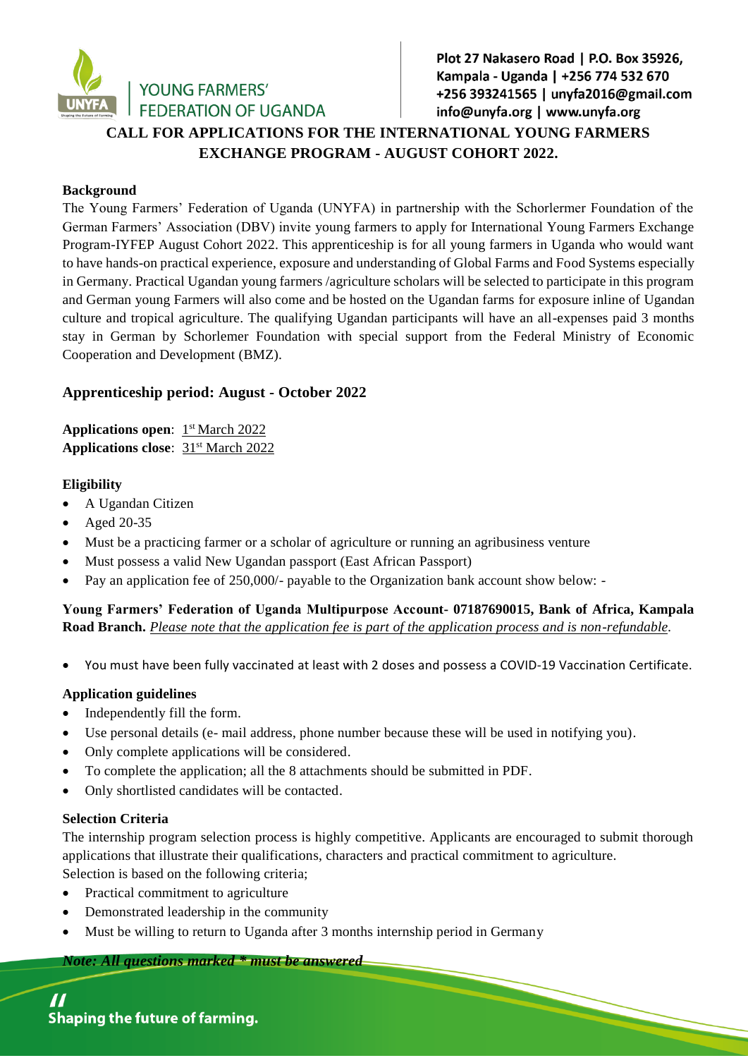YOUNG FARMERS' FEDERATION OF UGANDA

Plot 27 Nakasero Road | P.O. Box 35926, Kampala - Uganda | +256 774 532 670 +256 393241565 | unyfa2016@gmail.com info@unyfa.org | www.unyfa.org

# CALL FOR APPLICATIONS FOR THE INTERNATIONAL YOUNG FARMERS EXCHANGE PROGRAM - AUGUST COHORT 2022.

**Background**

The Young Farmers' Federation of Uganda (UNYFA) in partnership with the Schorlermer Foundation of the German Farmers' Association (DBV) invite young farmers to apply for International Young Farmers Exchange Program-IYFEP August Cohort 2022. This apprenticeship is for all young farmers in Uganda who would want to have hands-on practical experience, exposure and understanding of Global Farms and Food Systems especially in Germany. Practical Ugandan young farmers /agriculture scholars will be selected to participate in this program and German young Farmers will also come and be hosted on the Ugandan farms for exposure inline of Ugandan culture and tropical agriculture. The qualifying Ugandan participants will have an all-expenses paid 3 months stay in German by Schorlemer Foundation with special support from the Federal Ministry of Economic Cooperation and Development (BMZ).

## Apprenticeship period: August - October 2022

**Applications open**: 1st March 2022
**Applications close**: 31st March 2022

**Eligibility**

- A Ugandan Citizen
- Aged 20-35
- Must be a practicing farmer or a scholar of agriculture or running an agribusiness venture
- Must possess a valid New Ugandan passport (East African Passport)
- Pay an application fee of 250,000/- payable to the Organization bank account show below: -

**Young Farmers' Federation of Uganda Multipurpose Account- 07187690015, Bank of Africa, Kampala Road Branch.** *Please note that the application fee is part of the application process and is non-refundable.*

- You must have been fully vaccinated at least with 2 doses and possess a COVID-19 Vaccination Certificate.

**Application guidelines**

- Independently fill the form.
- Use personal details (e- mail address, phone number because these will be used in notifying you).
- Only complete applications will be considered.
- To complete the application; all the 8 attachments should be submitted in PDF.
- Only shortlisted candidates will be contacted.

**Selection Criteria**

The internship program selection process is highly competitive. Applicants are encouraged to submit thorough applications that illustrate their qualifications, characters and practical commitment to agriculture.
Selection is based on the following criteria;

- Practical commitment to agriculture
- Demonstrated leadership in the community
- Must be willing to return to Uganda after 3 months internship period in Germany

***Note: All questions marked * must be answered***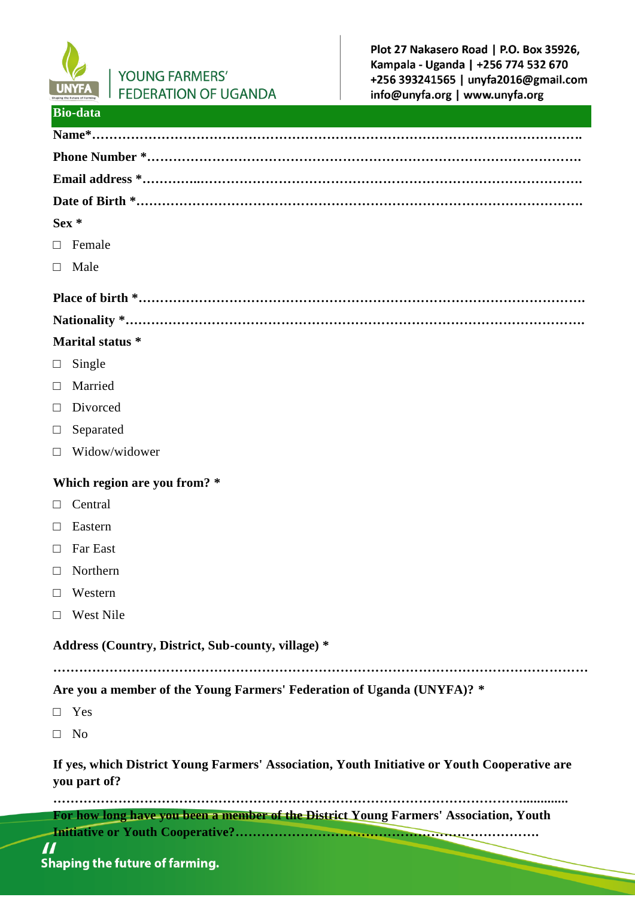## Bio-data

**Name*……………………………………………………………………………………………………**

**Phone Number *……………………………………………………………………………………**

**Email address *………….…………………………………………………………………………**

**Date of Birth *………………………………………………………………………………………**

**Sex ***

- ☐ Female
- ☐ Male

**Place of birth *……………………………………………………………………………………….**

**Nationality *…………………………………………………………………………………………**

**Marital status ***

- ☐ Single
- ☐ Married
- ☐ Divorced
- ☐ Separated
- ☐ Widow/widower

**Which region are you from? ***

- ☐ Central
- ☐ Eastern
- ☐ Far East
- ☐ Northern
- ☐ Western
- ☐ West Nile

**Address (Country, District, Sub-county, village) ***

**……………………………………………………………………………………………………………**

**Are you a member of the Young Farmers' Federation of Uganda (UNYFA)? ***

- ☐ Yes
- ☐ No

**If yes, which District Young Farmers' Association, Youth Initiative or Youth Cooperative are you part of?**

**……………………………………………………………………………………………….............**

**For how long have you been a member of the District Young Farmers' Association, Youth Initiative or Youth Cooperative?……………………………………………………………**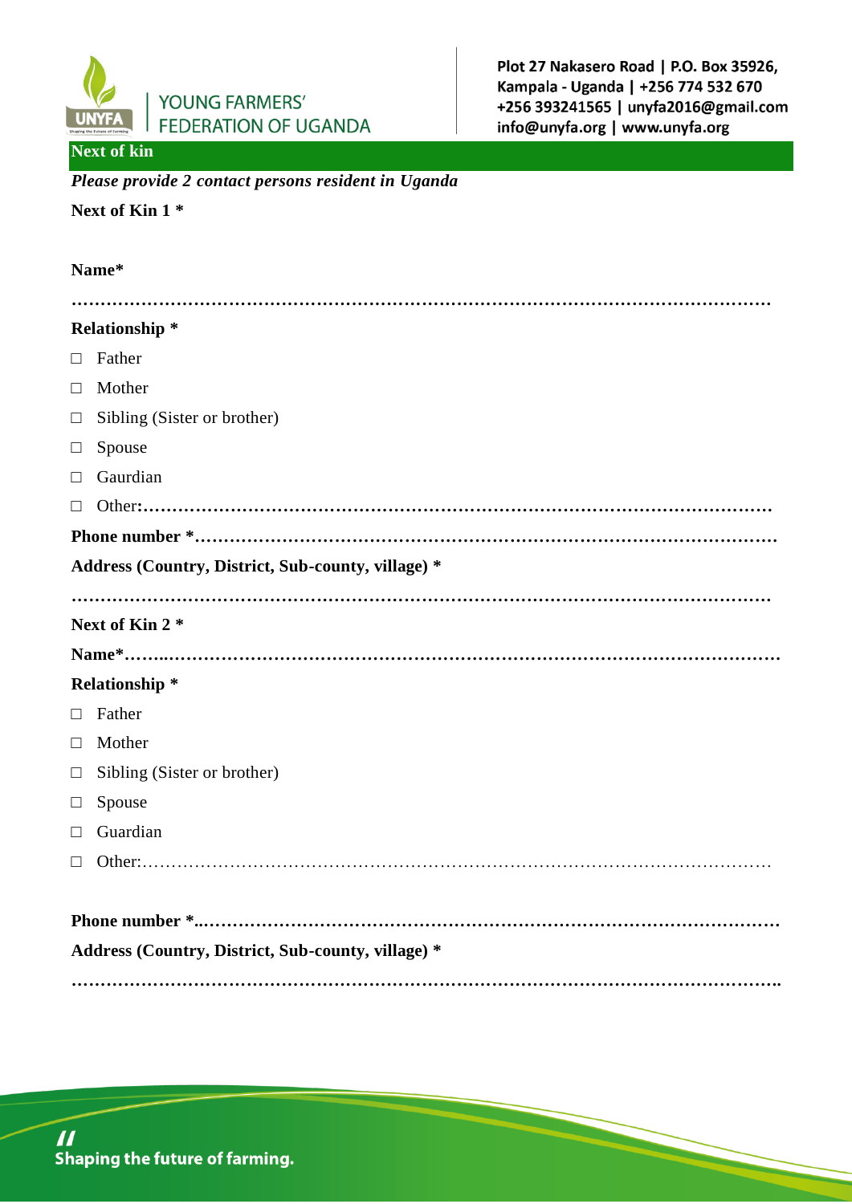## Next of kin

***Please provide 2 contact persons resident in Uganda***

**Next of Kin 1 ***

**Name***

…………………………………………………………………………………………………………

**Relationship ***

- □ Father
- □ Mother
- □ Sibling (Sister or brother)
- □ Spouse
- □ Gaurdian
- □ Other**:**………………………………………………………………………………………………

**Phone number *…………………………………………………………………………………………**

**Address (Country, District, Sub-county, village) ***

…………………………………………………………………………………………………………

**Next of Kin 2 ***

**Name*…….…………………………………………………………………………………………….**

**Relationship ***

- □ Father
- □ Mother
- □ Sibling (Sister or brother)
- □ Spouse
- □ Guardian
- □ Other:………………………………………………………………………………………………

**Phone number *..……………………………………………………………………………………….**

**Address (Country, District, Sub-county, village) ***

…………………………………………………………………………………………………………..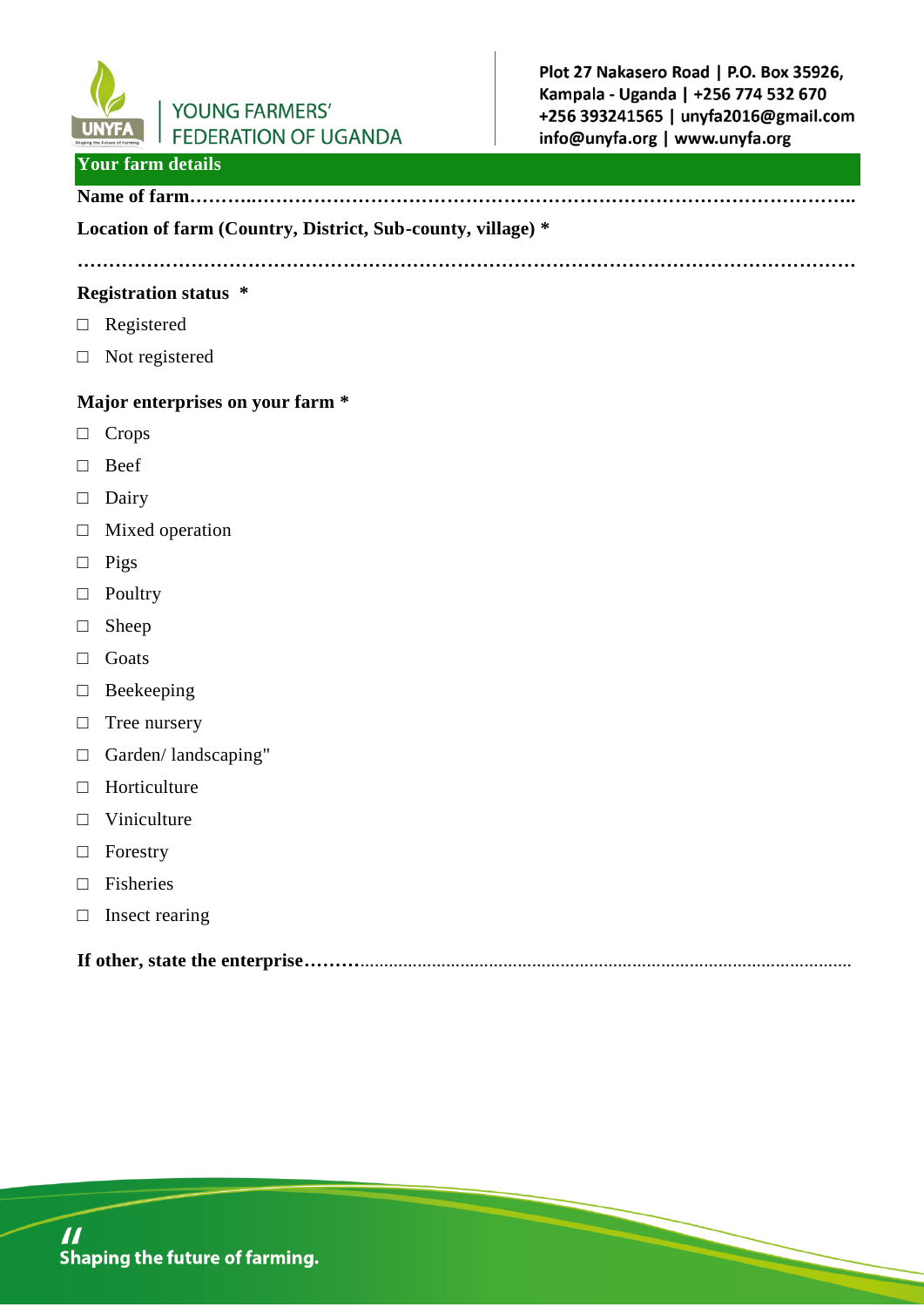## Your farm details

**Name of farm……….……………………………………………………………………………………..**

**Location of farm (Country, District, Sub-county, village) ***

………………………………………………………………………………………………………

**Registration status ***

- ☐ Registered
- ☐ Not registered

**Major enterprises on your farm ***

- ☐ Crops
- ☐ Beef
- ☐ Dairy
- ☐ Mixed operation
- ☐ Pigs
- ☐ Poultry
- ☐ Sheep
- ☐ Goats
- ☐ Beekeeping
- ☐ Tree nursery
- ☐ Garden/ landscaping"
- ☐ Horticulture
- ☐ Viniculture
- ☐ Forestry
- ☐ Fisheries
- ☐ Insect rearing

**If other, state the enterprise………**.......................................................................................................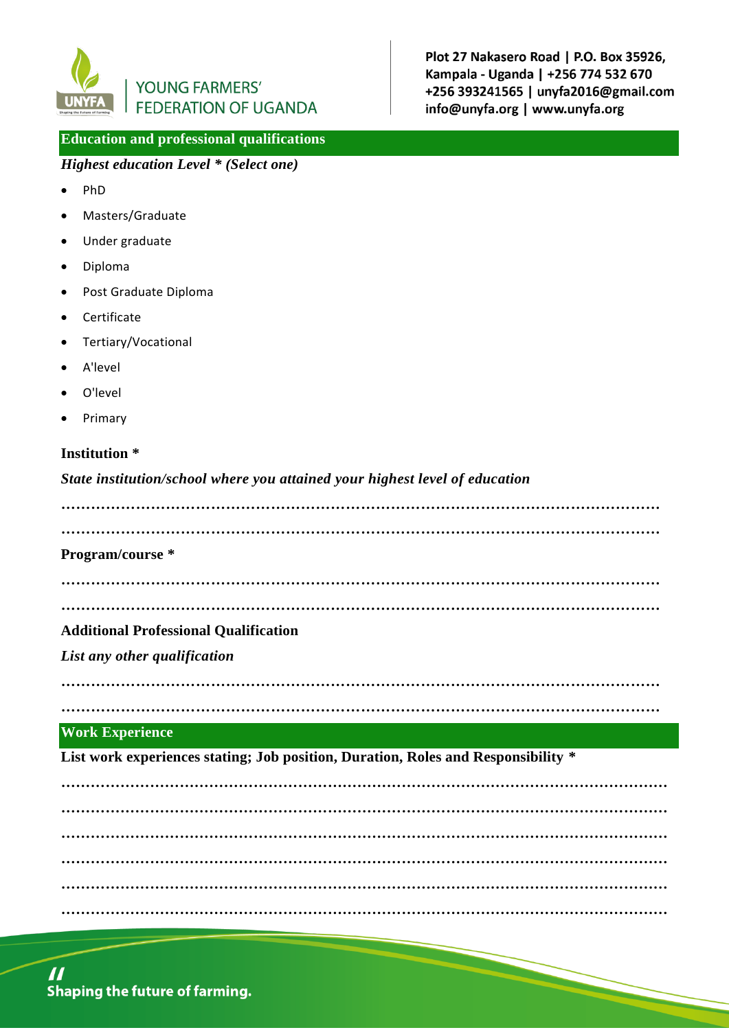## Education and professional qualifications

*Highest education Level * (Select one)*

- PhD
- Masters/Graduate
- Under graduate
- Diploma
- Post Graduate Diploma
- Certificate
- Tertiary/Vocational
- A'level
- O'level
- Primary

**Institution ***

*State institution/school where you attained your highest level of education*

……………………………………………………………………………………………………

……………………………………………………………………………………………………

**Program/course ***

……………………………………………………………………………………………………

……………………………………………………………………………………………………

**Additional Professional Qualification**

*List any other qualification*

……………………………………………………………………………………………………

……………………………………………………………………………………………………

## Work Experience

**List work experiences stating; Job position, Duration, Roles and Responsibility ***

……………………………………………………………………………………………………

……………………………………………………………………………………………………

……………………………………………………………………………………………………

……………………………………………………………………………………………………

……………………………………………………………………………………………………

……………………………………………………………………………………………………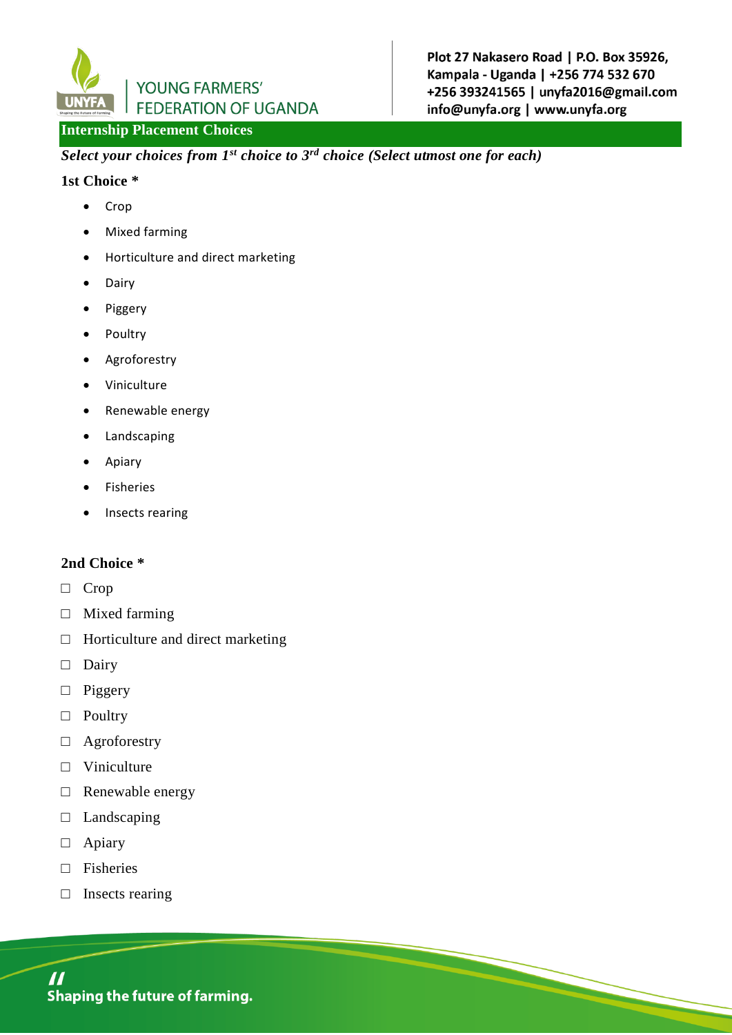## Internship Placement Choices

***Select your choices from 1st choice to 3rd choice (Select utmost one for each)***

**1st Choice ***

- Crop
- Mixed farming
- Horticulture and direct marketing
- Dairy
- Piggery
- Poultry
- Agroforestry
- Viniculture
- Renewable energy
- Landscaping
- Apiary
- Fisheries
- Insects rearing

**2nd Choice ***

- ☐ Crop
- ☐ Mixed farming
- ☐ Horticulture and direct marketing
- ☐ Dairy
- ☐ Piggery
- ☐ Poultry
- ☐ Agroforestry
- ☐ Viniculture
- ☐ Renewable energy
- ☐ Landscaping
- ☐ Apiary
- ☐ Fisheries
- ☐ Insects rearing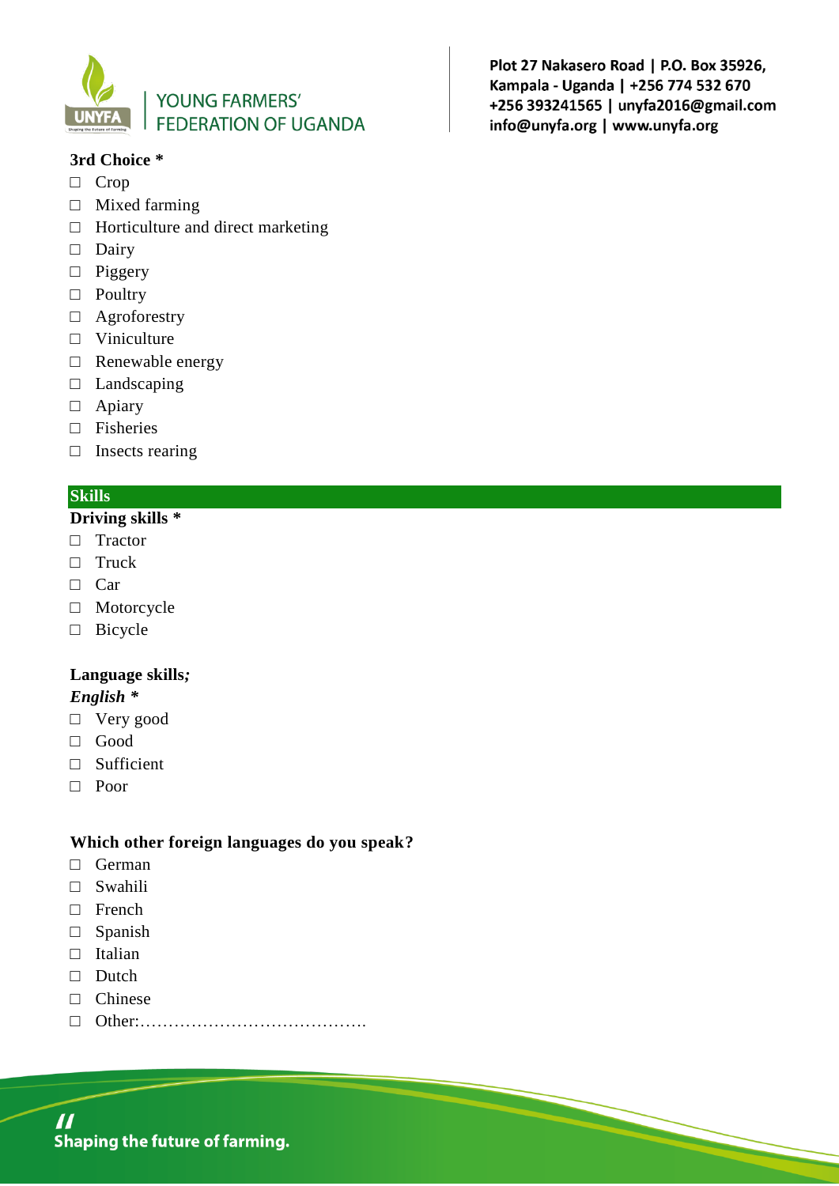**3rd Choice ***

- ☐ Crop
- ☐ Mixed farming
- ☐ Horticulture and direct marketing
- ☐ Dairy
- ☐ Piggery
- ☐ Poultry
- ☐ Agroforestry
- ☐ Viniculture
- ☐ Renewable energy
- ☐ Landscaping
- ☐ Apiary
- ☐ Fisheries
- ☐ Insects rearing

## Skills

**Driving skills ***

- ☐ Tractor
- ☐ Truck
- ☐ Car
- ☐ Motorcycle
- ☐ Bicycle

**Language skills*;***

***English ****

- ☐ Very good
- ☐ Good
- ☐ Sufficient
- ☐ Poor

**Which other foreign languages do you speak?**

- ☐ German
- ☐ Swahili
- ☐ French
- ☐ Spanish
- ☐ Italian
- ☐ Dutch
- ☐ Chinese
- ☐ Other:………………………………….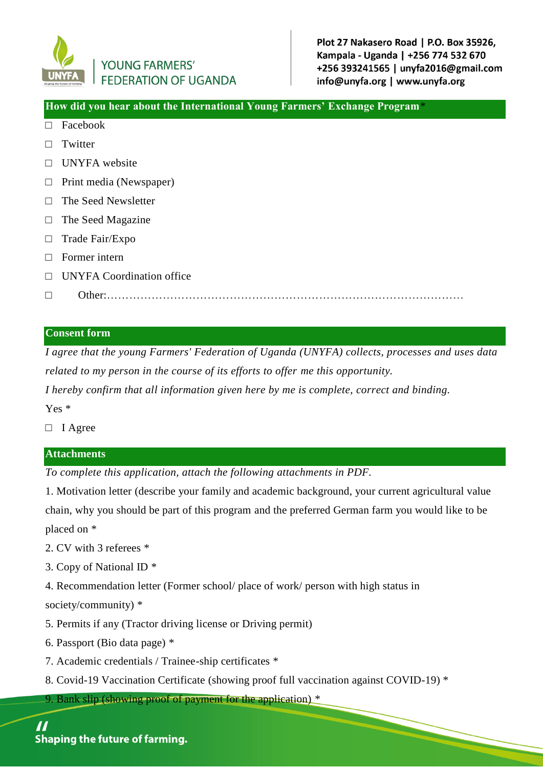## How did you hear about the International Young Farmers' Exchange Program *

- ☐ Facebook
- ☐ Twitter
- ☐ UNYFA website
- ☐ Print media (Newspaper)
- ☐ The Seed Newsletter
- ☐ The Seed Magazine
- ☐ Trade Fair/Expo
- ☐ Former intern
- ☐ UNYFA Coordination office
- ☐ Other:………………………………………………………………………………………

## Consent form

*I agree that the young Farmers' Federation of Uganda (UNYFA) collects, processes and uses data related to my person in the course of its efforts to offer me this opportunity.*

*I hereby confirm that all information given here by me is complete, correct and binding.*

Yes *

- ☐ I Agree

## Attachments

*To complete this application, attach the following attachments in PDF.*

1. Motivation letter (describe your family and academic background, your current agricultural value chain, why you should be part of this program and the preferred German farm you would like to be placed on *
2. CV with 3 referees *
3. Copy of National ID *
4. Recommendation letter (Former school/ place of work/ person with high status in society/community) *
5. Permits if any (Tractor driving license or Driving permit)
6. Passport (Bio data page) *
7. Academic credentials / Trainee-ship certificates *
8. Covid-19 Vaccination Certificate (showing proof full vaccination against COVID-19) *
9. Bank slip (showing proof of payment for the application) *